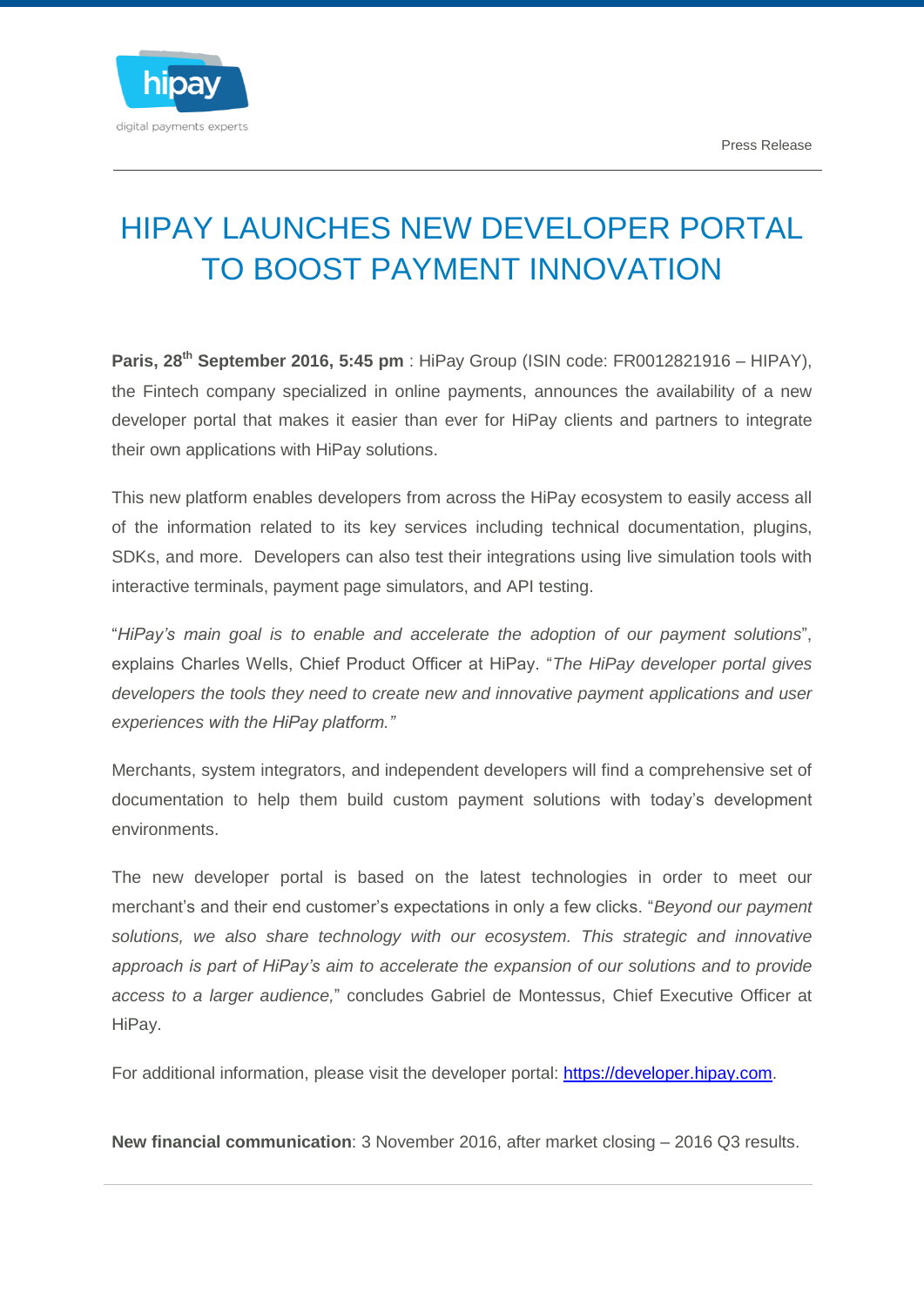Press Release

# HIPAY LAUNCHES NEW DEVELOPER PORTAL TO BOOST PAYMENT INNOVATION

**Paris, 28th September 2016, 5:45 pm** : HiPay Group (ISIN code: FR0012821916 – HIPAY), the Fintech company specialized in online payments, announces the availability of a new developer portal that makes it easier than ever for HiPay clients and partners to integrate their own applications with HiPay solutions.

This new platform enables developers from across the HiPay ecosystem to easily access all of the information related to its key services including technical documentation, plugins, SDKs, and more. Developers can also test their integrations using live simulation tools with interactive terminals, payment page simulators, and API testing.

"*HiPay's main goal is to enable and accelerate the adoption of our payment solutions*", explains Charles Wells, Chief Product Officer at HiPay. "*The HiPay developer portal gives developers the tools they need to create new and innovative payment applications and user experiences with the HiPay platform."*

Merchants, system integrators, and independent developers will find a comprehensive set of documentation to help them build custom payment solutions with today's development environments.

The new developer portal is based on the latest technologies in order to meet our merchant's and their end customer's expectations in only a few clicks. "*Beyond our payment solutions, we also share technology with our ecosystem. This strategic and innovative approach is part of HiPay's aim to accelerate the expansion of our solutions and to provide access to a larger audience,*" concludes Gabriel de Montessus, Chief Executive Officer at HiPay.

For additional information, please visit the developer portal: [https://developer.hipay.com](https://developer.hipay.com).

**New financial communication**: 3 November 2016, after market closing – 2016 Q3 results.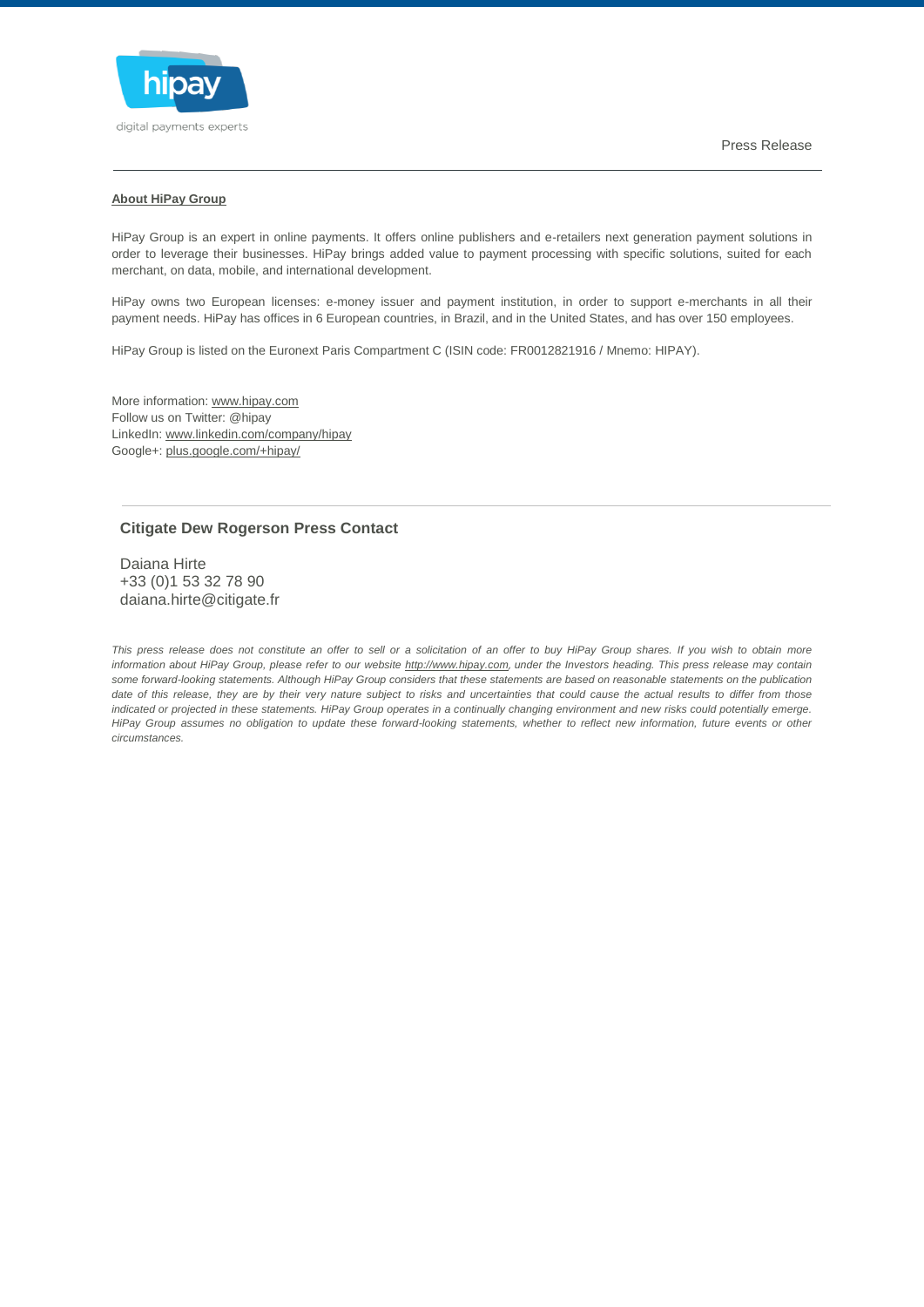**About HiPay Group**

HiPay Group is an expert in online payments. It offers online publishers and e-retailers next generation payment solutions in order to leverage their businesses. HiPay brings added value to payment processing with specific solutions, suited for each merchant, on data, mobile, and international development.

HiPay owns two European licenses: e-money issuer and payment institution, in order to support e-merchants in all their payment needs. HiPay has offices in 6 European countries, in Brazil, and in the United States, and has over 150 employees.

HiPay Group is listed on the Euronext Paris Compartment C (ISIN code: FR0012821916 / Mnemo: HIPAY).

More information: www.hipay.com
Follow us on Twitter: @hipay
LinkedIn: www.linkedin.com/company/hipay
Google+: plus.google.com/+hipay/

---

**Citigate Dew Rogerson Press Contact**

Daiana Hirte
+33 (0)1 53 32 78 90
daiana.hirte@citigate.fr

*This press release does not constitute an offer to sell or a solicitation of an offer to buy HiPay Group shares. If you wish to obtain more information about HiPay Group, please refer to our website http://www.hipay.com, under the Investors heading. This press release may contain some forward-looking statements. Although HiPay Group considers that these statements are based on reasonable statements on the publication date of this release, they are by their very nature subject to risks and uncertainties that could cause the actual results to differ from those indicated or projected in these statements. HiPay Group operates in a continually changing environment and new risks could potentially emerge. HiPay Group assumes no obligation to update these forward-looking statements, whether to reflect new information, future events or other circumstances.*